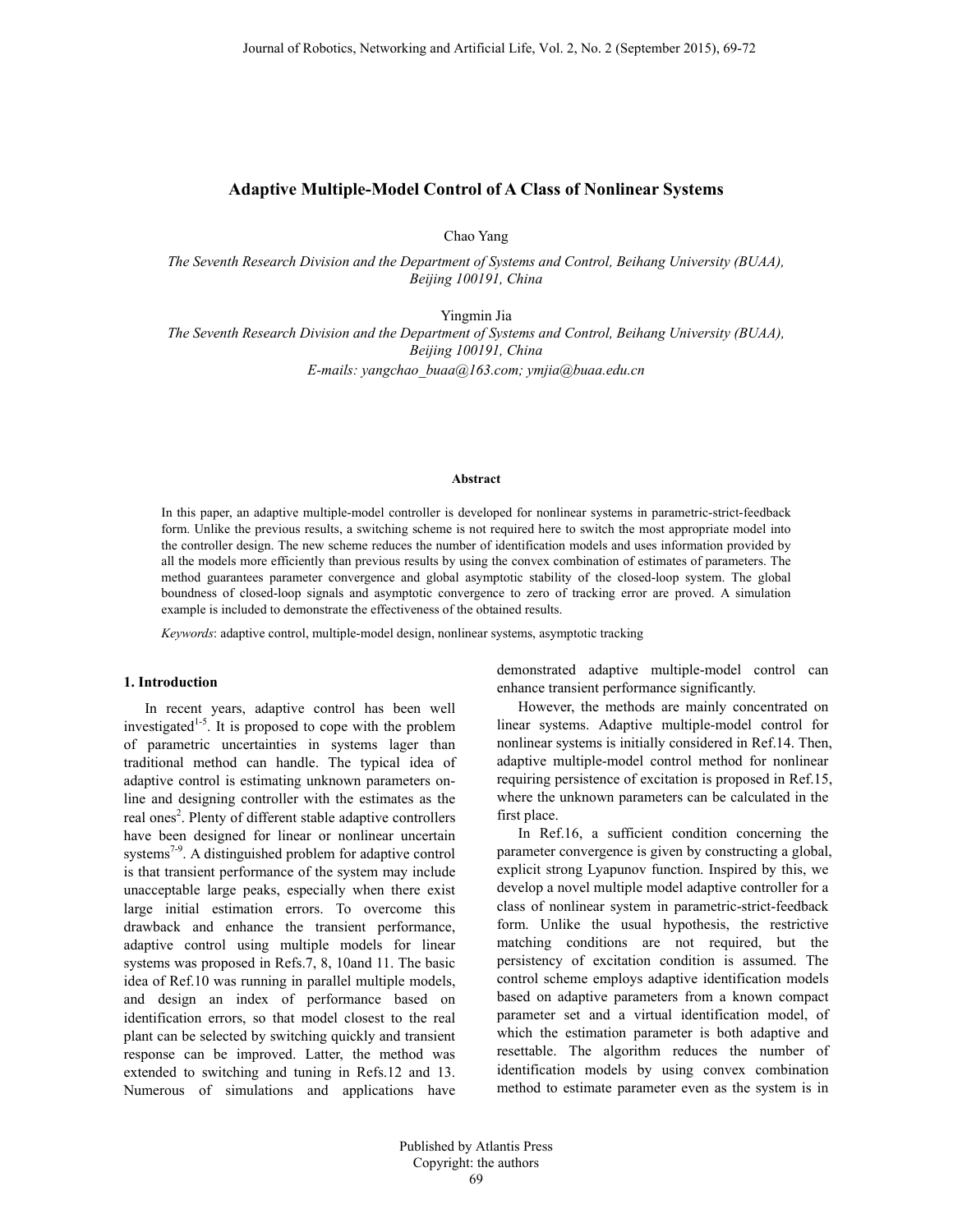# Adaptive Multiple-Model Control of A Class of Nonlinear Systems

Chao Yang

*The Seventh Research Division and the Department of Systems and Control, Beihang University (BUAA), Beijing 100191, China*

Yingmin Jia

*The Seventh Research Division and the Department of Systems and Control, Beihang University (BUAA), Beijing 100191, China*

*E-mails: yangchao_buaa@163.com; ymjia@buaa.edu.cn*

**Abstract**

In this paper, an adaptive multiple-model controller is developed for nonlinear systems in parametric-strict-feedback form. Unlike the previous results, a switching scheme is not required here to switch the most appropriate model into the controller design. The new scheme reduces the number of identification models and uses information provided by all the models more efficiently than previous results by using the convex combination of estimates of parameters. The method guarantees parameter convergence and global asymptotic stability of the closed-loop system. The global boundness of closed-loop signals and asymptotic convergence to zero of tracking error are proved. A simulation example is included to demonstrate the effectiveness of the obtained results.

*Keywords*: adaptive control, multiple-model design, nonlinear systems, asymptotic tracking

## 1. Introduction

In recent years, adaptive control has been well investigated[1-5]. It is proposed to cope with the problem of parametric uncertainties in systems lager than traditional method can handle. The typical idea of adaptive control is estimating unknown parameters on-line and designing controller with the estimates as the real ones[2]. Plenty of different stable adaptive controllers have been designed for linear or nonlinear uncertain systems[7-9]. A distinguished problem for adaptive control is that transient performance of the system may include unacceptable large peaks, especially when there exist large initial estimation errors. To overcome this drawback and enhance the transient performance, adaptive control using multiple models for linear systems was proposed in Refs.7, 8, 10and 11. The basic idea of Ref.10 was running in parallel multiple models, and design an index of performance based on identification errors, so that model closest to the real plant can be selected by switching quickly and transient response can be improved. Latter, the method was extended to switching and tuning in Refs.12 and 13. Numerous of simulations and applications have demonstrated adaptive multiple-model control can enhance transient performance significantly.

However, the methods are mainly concentrated on linear systems. Adaptive multiple-model control for nonlinear systems is initially considered in Ref.14. Then, adaptive multiple-model control method for nonlinear requiring persistence of excitation is proposed in Ref.15, where the unknown parameters can be calculated in the first place.

In Ref.16, a sufficient condition concerning the parameter convergence is given by constructing a global, explicit strong Lyapunov function. Inspired by this, we develop a novel multiple model adaptive controller for a class of nonlinear system in parametric-strict-feedback form. Unlike the usual hypothesis, the restrictive matching conditions are not required, but the persistency of excitation condition is assumed. The control scheme employs adaptive identification models based on adaptive parameters from a known compact parameter set and a virtual identification model, of which the estimation parameter is both adaptive and resettable. The algorithm reduces the number of identification models by using convex combination method to estimate parameter even as the system is in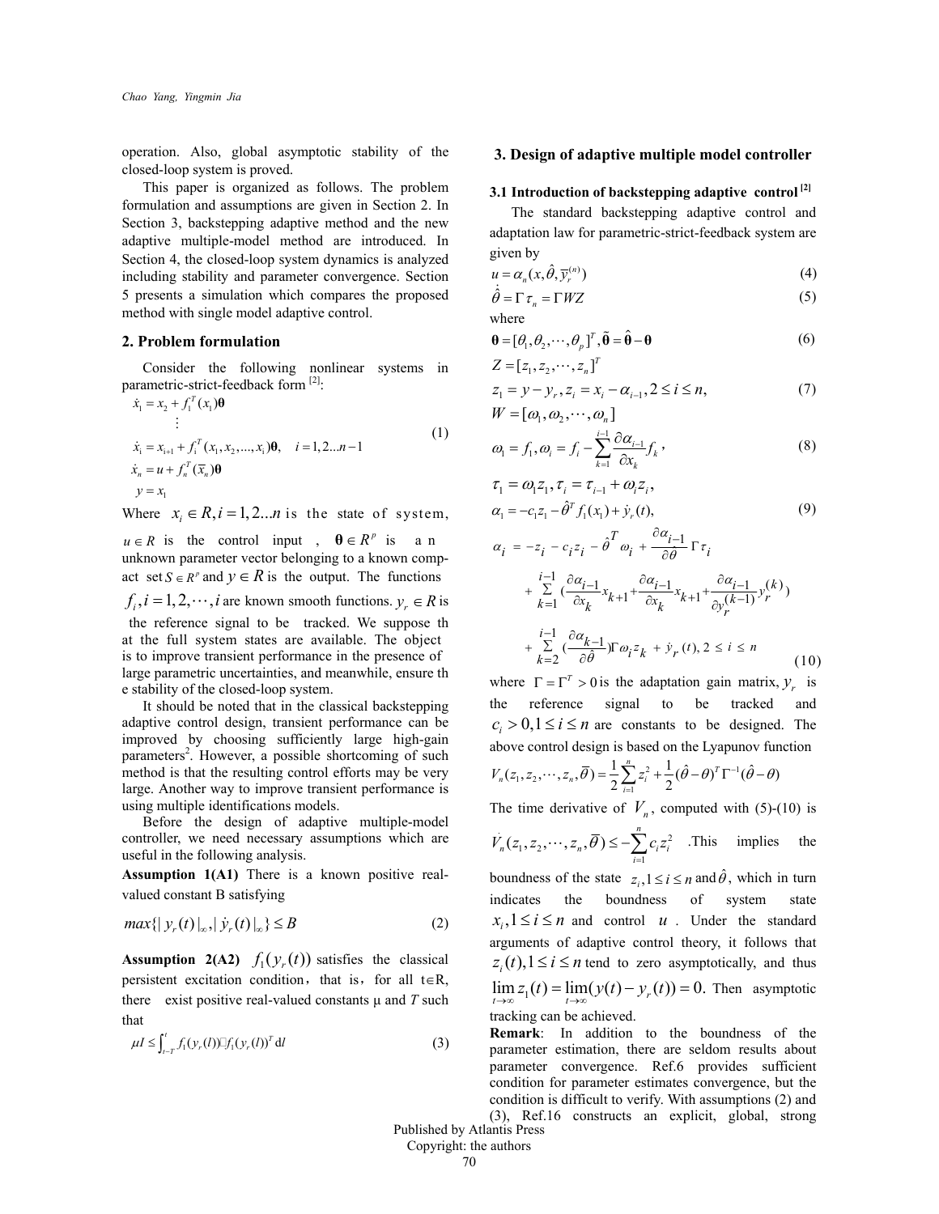operation. Also, global asymptotic stability of the closed-loop system is proved.

This paper is organized as follows. The problem formulation and assumptions are given in Section 2. In Section 3, backstepping adaptive method and the new adaptive multiple-model method are introduced. In Section 4, the closed-loop system dynamics is analyzed including stability and parameter convergence. Section 5 presents a simulation which compares the proposed method with single model adaptive control.

## 2. Problem formulation

Consider the following nonlinear systems in parametric-strict-feedback form [2]:

$$\begin{aligned}
\dot{x}_1 &= x_2 + f_1^T(x_1)\boldsymbol{\theta} \\
&\vdots \\
\dot{x}_i &= x_{i+1} + f_i^T(x_1, x_2, ..., x_i)\boldsymbol{\theta}, \quad i = 1, 2...n-1 \\
\dot{x}_n &= u + f_n^T(\bar{x}_n)\boldsymbol{\theta} \\
y &= x_1
\end{aligned} \tag{1}$$

Where $x_i \in R, i = 1, 2...n$ is the state of system, $u \in R$ is the control input, $\boldsymbol{\theta} \in R^p$ is an unknown parameter vector belonging to a known compact set $S \in R^p$ and $y \in R$ is the output. The functions $f_i, i = 1, 2, \cdots, i$ are known smooth functions. $y_r \in R$ is the reference signal to be tracked. We suppose that the full system states are available. The object is to improve transient performance in the presence of large parametric uncertainties, and meanwhile, ensure the stability of the closed-loop system.

It should be noted that in the classical backstepping adaptive control design, transient performance can be improved by choosing sufficiently large high-gain parameters[2]. However, a possible shortcoming of such method is that the resulting control efforts may be very large. Another way to improve transient performance is using multiple identifications models.

Before the design of adaptive multiple-model controller, we need necessary assumptions which are useful in the following analysis.

**Assumption 1(A1)** There is a known positive real-valued constant B satisfying

$$max\{|y_r(t)|_\infty, |\dot{y}_r(t)|_\infty\} \le B \tag{2}$$

**Assumption 2(A2)** $f_1(y_r(t))$ satisfies the classical persistent excitation condition, that is, for all t∈R, there exist positive real-valued constants μ and $T$ such that

$$\mu I \le \int_{t-T}^{t} f_1(y_r(l)) f_1(y_r(l))^T \,\mathrm{d}l \tag{3}$$

## 3. Design of adaptive multiple model controller

### 3.1 Introduction of backstepping adaptive control [2]

The standard backstepping adaptive control and adaptation law for parametric-strict-feedback system are given by

$$u = \alpha_n(x, \hat{\theta}, \bar{y}_r^{(n)}) \tag{4}$$

$$\dot{\hat{\theta}} = \Gamma \tau_n = \Gamma W Z \tag{5}$$

where

$$\boldsymbol{\theta} = [\theta_1, \theta_2, \cdots, \theta_p]^T, \tilde{\boldsymbol{\theta}} = \hat{\boldsymbol{\theta}} - \boldsymbol{\theta} \tag{6}$$

$$Z = [z_1, z_2, \cdots, z_n]^T$$

$$z_1 = y - y_r, z_i = x_i - \alpha_{i-1}, 2 \le i \le n, \tag{7}$$

$$W = [\omega_1, \omega_2, \cdots, \omega_n]$$

$$\omega_1 = f_1, \omega_i = f_i - \sum_{k=1}^{i-1} \frac{\partial \alpha_{i-1}}{\partial x_k} f_k, \tag{8}$$

$$\tau_1 = \omega_1 z_1, \tau_i = \tau_{i-1} + \omega_i z_i,$$

$$\alpha_1 = -c_1 z_1 - \hat{\theta}^T f_1(x_1) + \dot{y}_r(t), \tag{9}$$

$$\begin{aligned}
\alpha_i &= -z_i - c_i z_i - \hat{\theta}^T \omega_i + \frac{\partial \alpha_{i-1}}{\partial \hat{\theta}} \Gamma \tau_i \\
&+ \sum_{k=1}^{i-1} \left( \frac{\partial \alpha_{i-1}}{\partial x_k} x_{k+1} + \frac{\partial \alpha_{i-1}}{\partial x_k} x_{k+1} + \frac{\partial \alpha_{i-1}}{\partial y_r^{(k-1)}} y_r^{(k)} \right) \\
&+ \sum_{k=2}^{i-1} \left( \frac{\partial \alpha_{k-1}}{\partial \hat{\theta}} \right) \Gamma \omega_i z_k + \dot{y}_r(t), \ 2 \le i \le n
\end{aligned} \tag{10}$$

where $\Gamma = \Gamma^T > 0$ is the adaptation gain matrix, $y_r$ is the reference signal to be tracked and $c_i > 0, 1 \le i \le n$ are constants to be designed. The above control design is based on the Lyapunov function

$$V_n(z_1, z_2, \cdots, z_n, \bar{\theta}) = \frac{1}{2}\sum_{i=1}^{n} z_i^2 + \frac{1}{2}(\hat{\theta} - \theta)^T \Gamma^{-1} (\hat{\theta} - \theta)$$

The time derivative of $V_n$, computed with (5)-(10) is $\dot{V}_n(z_1, z_2, \cdots, z_n, \bar{\theta}) \le -\sum_{i=1}^{n} c_i z_i^2$. This implies the boundness of the state $z_i, 1 \le i \le n$ and $\hat{\theta}$, which in turn indicates the boundness of system state $x_i, 1 \le i \le n$ and control $u$. Under the standard arguments of adaptive control theory, it follows that $z_i(t), 1 \le i \le n$ tend to zero asymptotically, and thus $\lim_{t \to \infty} z_1(t) = \lim_{t \to \infty}(y(t) - y_r(t)) = 0.$ Then asymptotic tracking can be achieved.

**Remark**: In addition to the boundness of the parameter estimation, there are seldom results about parameter convergence. Ref.6 provides sufficient condition for parameter estimates convergence, but the condition is difficult to verify. With assumptions (2) and (3), Ref.16 constructs an explicit, global, strong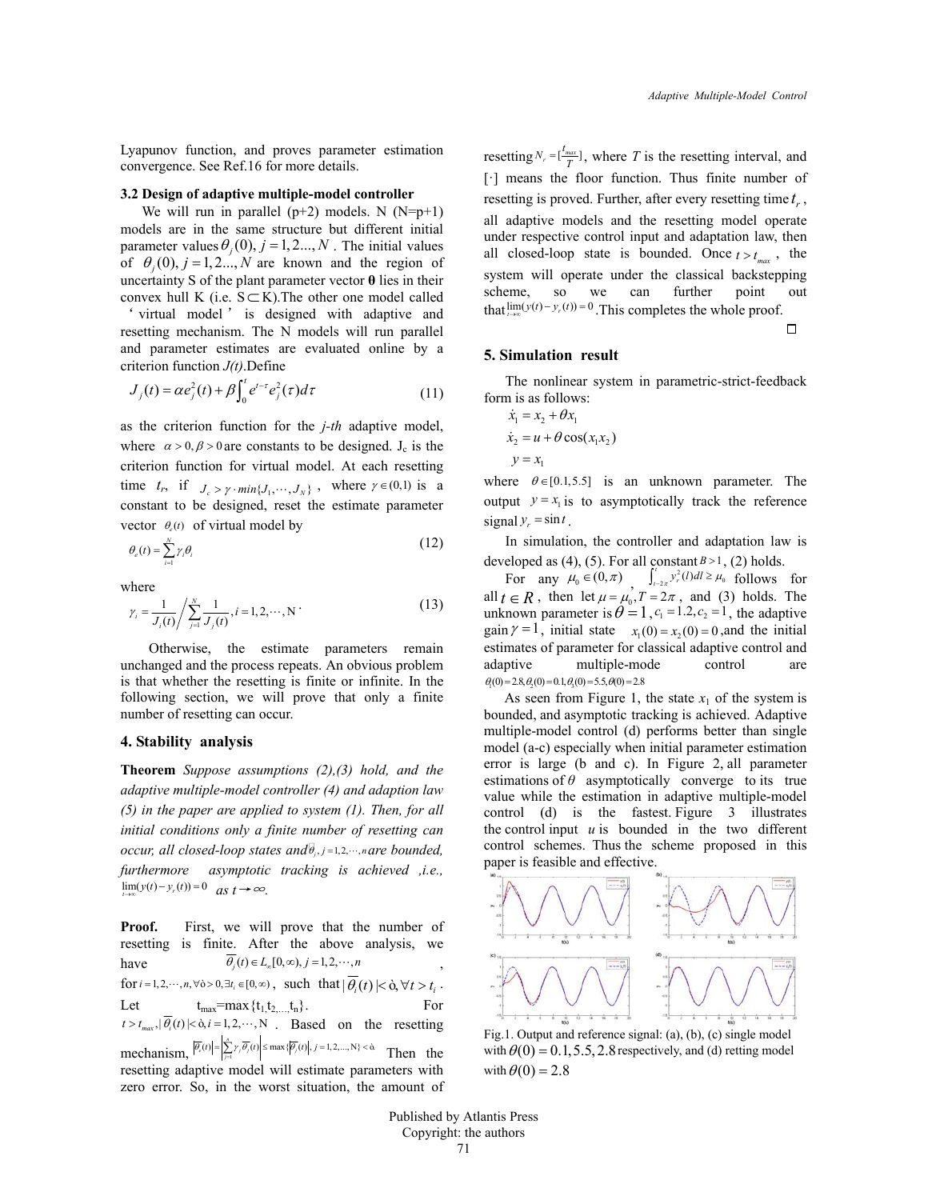Lyapunov function, and proves parameter estimation convergence. See Ref.16 for more details.

### 3.2 Design of adaptive multiple-model controller

We will run in parallel (p+2) models. N (N=p+1) models are in the same structure but different initial parameter values $\theta_j(0), j=1,2...,N$ . The initial values of $\theta_j(0), j=1,2...,N$ are known and the region of uncertainty S of the plant parameter vector **θ** lies in their convex hull K (i.e. S⊂K).The other one model called 'virtual model' is designed with adaptive and resetting mechanism. The N models will run parallel and parameter estimates are evaluated online by a criterion function *J(t)*.Define

$$J_j(t) = \alpha e_j^2(t) + \beta \int_0^t e^{t-\tau} e_j^2(\tau) d\tau \tag{11}$$

as the criterion function for the *j-th* adaptive model, where $\alpha > 0, \beta > 0$ are constants to be designed. $J_c$ is the criterion function for virtual model. At each resetting time $t_r$, if $J_c > \gamma \cdot min\{J_1, \cdots, J_N\}$ , where $\gamma \in (0,1)$ is a constant to be designed, reset the estimate parameter vector $\theta_c(t)$ of virtual model by

$$\theta_c(t) = \sum_{i=1}^{N} \gamma_i \theta_i \tag{12}$$

where

$$\gamma_i = \frac{1}{J_i(t)} \Big/ \sum_{j=1}^{N} \frac{1}{J_j(t)}, i = 1, 2, \cdots, \text{N} \tag{13}$$

Otherwise, the estimate parameters remain unchanged and the process repeats. An obvious problem is that whether the resetting is finite or infinite. In the following section, we will prove that only a finite number of resetting can occur.

## 4. Stability analysis

**Theorem** *Suppose assumptions (2),(3) hold, and the adaptive multiple-model controller (4) and adaption law (5) in the paper are applied to system (1). Then, for all initial conditions only a finite number of resetting can occur, all closed-loop states and* $\{\hat{\theta}_j, j=1,2,\cdots,n\}$ *are bounded, furthermore asymptotic tracking is achieved ,i.e.,* $\lim_{t\to\infty}(y(t)-y_r(t))=0$ *as t→∞.*

**Proof.** First, we will prove that the number of resetting is finite. After the above analysis, we have $\tilde{\theta}_j(t) \in L_\infty[0,\infty), j=1,2,\cdots,n$ , for $i=1,2,\cdots,n, \forall \grave{o}>0, \exists t_i \in [0,\infty)$ , such that $|\tilde{\theta}_i(t)| < \grave{o}, \forall t > t_i$ . Let $t_{max}=\max\{t_1, t_2, \ldots, t_n\}$. For $t > t_{max}, |\tilde{\theta}_i(t)| < \grave{o}, i=1,2,\cdots,N$ . Based on the resetting mechanism, $|\tilde{\theta}_c(t)| = \left|\sum_{j=1}^{n} \gamma_j \tilde{\theta}_j(t)\right| \le \max\{|\tilde{\theta}_j(t)|, j=1,2,...,N\} < \grave{o}$. Then the resetting adaptive model will estimate parameters with zero error. So, in the worst situation, the amount of resetting $N_r = [\frac{t_{max}}{T}]$, where *T* is the resetting interval, and [·] means the floor function. Thus finite number of resetting is proved. Further, after every resetting time $t_r$, all adaptive models and the resetting model operate under respective control input and adaptation law, then all closed-loop state is bounded. Once $t > t_{max}$ , the system will operate under the classical backstepping scheme, so we can further point out that $\lim_{t\to\infty}(y(t)-y_r(t))=0$ .This completes the whole proof.

□

## 5. Simulation result

The nonlinear system in parametric-strict-feedback form is as follows:

$$\dot{x}_1 = x_2 + \theta x_1$$
$$\dot{x}_2 = u + \theta \cos(x_1 x_2)$$
$$y = x_1$$

where $\theta \in [0.1, 5.5]$ is an unknown parameter. The output $y = x_1$ is to asymptotically track the reference signal $y_r = \sin t$ .

In simulation, the controller and adaptation law is developed as (4), (5). For all constant $B > 1$, (2) holds.

For any $\mu_0 \in (0, \pi)$ , $\int_{t-2\pi}^{t} y_r^2(l) dl \ge \mu_0$ follows for all $t \in R$ , then let $\mu = \mu_0, T = 2\pi$ , and (3) holds. The unknown parameter is $\theta = 1$ , $c_1 = 1.2, c_2 = 1$ , the adaptive gain $\gamma = 1$ , initial state $x_1(0) = x_2(0) = 0$ ,and the initial estimates of parameter for classical adaptive control and adaptive multiple-mode control are $\theta_1(0) = 2.8, \theta_2(0) = 0.1, \theta_3(0) = 5.5, \theta(0) = 2.8$

As seen from Figure 1, the state $x_1$ of the system is bounded, and asymptotic tracking is achieved. Adaptive multiple-model control (d) performs better than single model (a-c) especially when initial parameter estimation error is large (b and c). In Figure 2, all parameter estimations of $\theta$ asymptotically converge to its true value while the estimation in adaptive multiple-model control (d) is the fastest. Figure 3 illustrates the control input $u$ is bounded in the two different control schemes. Thus the scheme proposed in this paper is feasible and effective.

Fig.1. Output and reference signal: (a), (b), (c) single model with $\theta(0) = 0.1, 5.5, 2.8$ respectively, and (d) retting model with $\theta(0) = 2.8$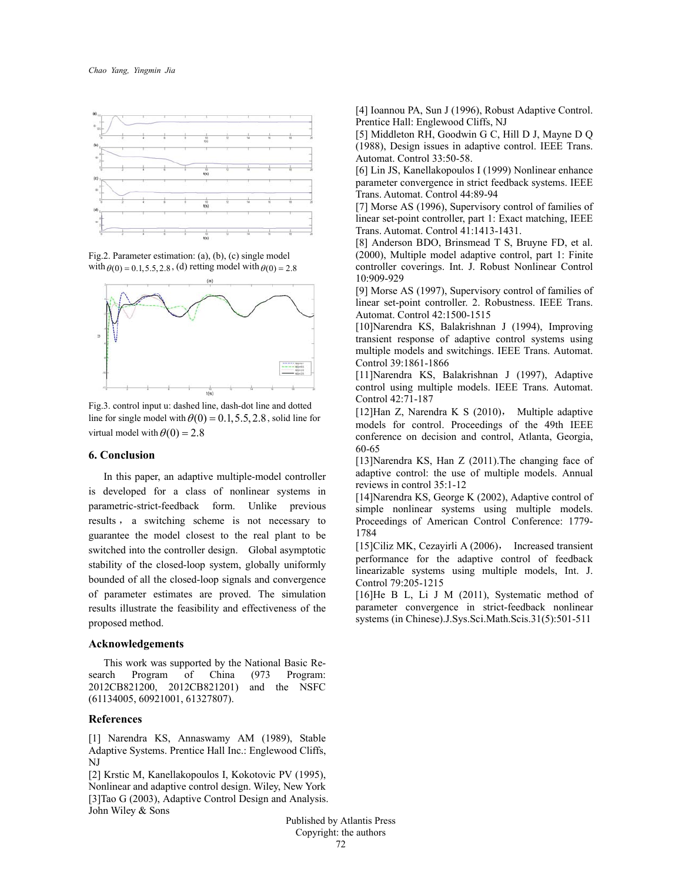Fig.2. Parameter estimation: (a), (b), (c) single model with $\theta(0) = 0.1, 5.5, 2.8$, (d) retting model with $\theta(0) = 2.8$

Fig.3. control input u: dashed line, dash-dot line and dotted line for single model with $\theta(0) = 0.1, 5.5, 2.8$, solid line for virtual model with $\theta(0) = 2.8$

## 6. Conclusion

In this paper, an adaptive multiple-model controller is developed for a class of nonlinear systems in parametric-strict-feedback form. Unlike previous results，a switching scheme is not necessary to guarantee the model closest to the real plant to be switched into the controller design. Global asymptotic stability of the closed-loop system, globally uniformly bounded of all the closed-loop signals and convergence of parameter estimates are proved. The simulation results illustrate the feasibility and effectiveness of the proposed method.

## Acknowledgements

This work was supported by the National Basic Research Program of China (973 Program: 2012CB821200, 2012CB821201) and the NSFC (61134005, 60921001, 61327807).

## References

[1] Narendra KS, Annaswamy AM (1989), Stable Adaptive Systems. Prentice Hall Inc.: Englewood Cliffs, NJ

[2] Krstic M, Kanellakopoulos I, Kokotovic PV (1995), Nonlinear and adaptive control design. Wiley, New York

[3]Tao G (2003), Adaptive Control Design and Analysis. John Wiley & Sons

[4] Ioannou PA, Sun J (1996), Robust Adaptive Control. Prentice Hall: Englewood Cliffs, NJ

[5] Middleton RH, Goodwin G C, Hill D J, Mayne D Q (1988), Design issues in adaptive control. IEEE Trans. Automat. Control 33:50-58.

[6] Lin JS, Kanellakopoulos I (1999) Nonlinear enhance parameter convergence in strict feedback systems. IEEE Trans. Automat. Control 44:89-94

[7] Morse AS (1996), Supervisory control of families of linear set-point controller, part 1: Exact matching, IEEE Trans. Automat. Control 41:1413-1431.

[8] Anderson BDO, Brinsmead T S, Bruyne FD, et al. (2000), Multiple model adaptive control, part 1: Finite controller coverings. Int. J. Robust Nonlinear Control 10:909-929

[9] Morse AS (1997), Supervisory control of families of linear set-point controller. 2. Robustness. IEEE Trans. Automat. Control 42:1500-1515

[10]Narendra KS, Balakrishnan J (1994), Improving transient response of adaptive control systems using multiple models and switchings. IEEE Trans. Automat. Control 39:1861-1866

[11]Narendra KS, Balakrishnan J (1997), Adaptive control using multiple models. IEEE Trans. Automat. Control 42:71-187

[12]Han Z, Narendra K S (2010)， Multiple adaptive models for control. Proceedings of the 49th IEEE conference on decision and control, Atlanta, Georgia, 60-65

[13]Narendra KS, Han Z (2011).The changing face of adaptive control: the use of multiple models. Annual reviews in control 35:1-12

[14]Narendra KS, George K (2002), Adaptive control of simple nonlinear systems using multiple models. Proceedings of American Control Conference: 1779-1784

[15]Ciliz MK, Cezayirli A (2006)， Increased transient performance for the adaptive control of feedback linearizable systems using multiple models, Int. J. Control 79:205-1215

[16]He B L, Li J M (2011), Systematic method of parameter convergence in strict-feedback nonlinear systems (in Chinese).J.Sys.Sci.Math.Scis.31(5):501-511